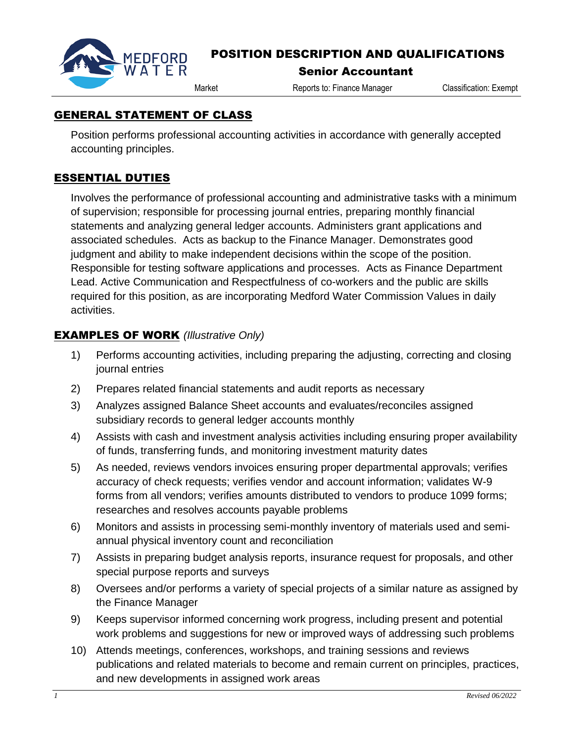MEDFORD WATER

# POSITION DESCRIPTION AND QUALIFICATIONS

## Senior Accountant

Market | Reports to: Finance Manager | Classification: Exempt

## GENERAL STATEMENT OF CLASS

Position performs professional accounting activities in accordance with generally accepted accounting principles.

## ESSENTIAL DUTIES

Involves the performance of professional accounting and administrative tasks with a minimum of supervision; responsible for processing journal entries, preparing monthly financial statements and analyzing general ledger accounts. Administers grant applications and associated schedules. Acts as backup to the Finance Manager. Demonstrates good judgment and ability to make independent decisions within the scope of the position. Responsible for testing software applications and processes. Acts as Finance Department Lead. Active Communication and Respectfulness of co-workers and the public are skills required for this position, as are incorporating Medford Water Commission Values in daily activities.

## EXAMPLES OF WORK *(Illustrative Only)*

1) Performs accounting activities, including preparing the adjusting, correcting and closing journal entries
2) Prepares related financial statements and audit reports as necessary
3) Analyzes assigned Balance Sheet accounts and evaluates/reconciles assigned subsidiary records to general ledger accounts monthly
4) Assists with cash and investment analysis activities including ensuring proper availability of funds, transferring funds, and monitoring investment maturity dates
5) As needed, reviews vendors invoices ensuring proper departmental approvals; verifies accuracy of check requests; verifies vendor and account information; validates W-9 forms from all vendors; verifies amounts distributed to vendors to produce 1099 forms; researches and resolves accounts payable problems
6) Monitors and assists in processing semi-monthly inventory of materials used and semi-annual physical inventory count and reconciliation
7) Assists in preparing budget analysis reports, insurance request for proposals, and other special purpose reports and surveys
8) Oversees and/or performs a variety of special projects of a similar nature as assigned by the Finance Manager
9) Keeps supervisor informed concerning work progress, including present and potential work problems and suggestions for new or improved ways of addressing such problems
10) Attends meetings, conferences, workshops, and training sessions and reviews publications and related materials to become and remain current on principles, practices, and new developments in assigned work areas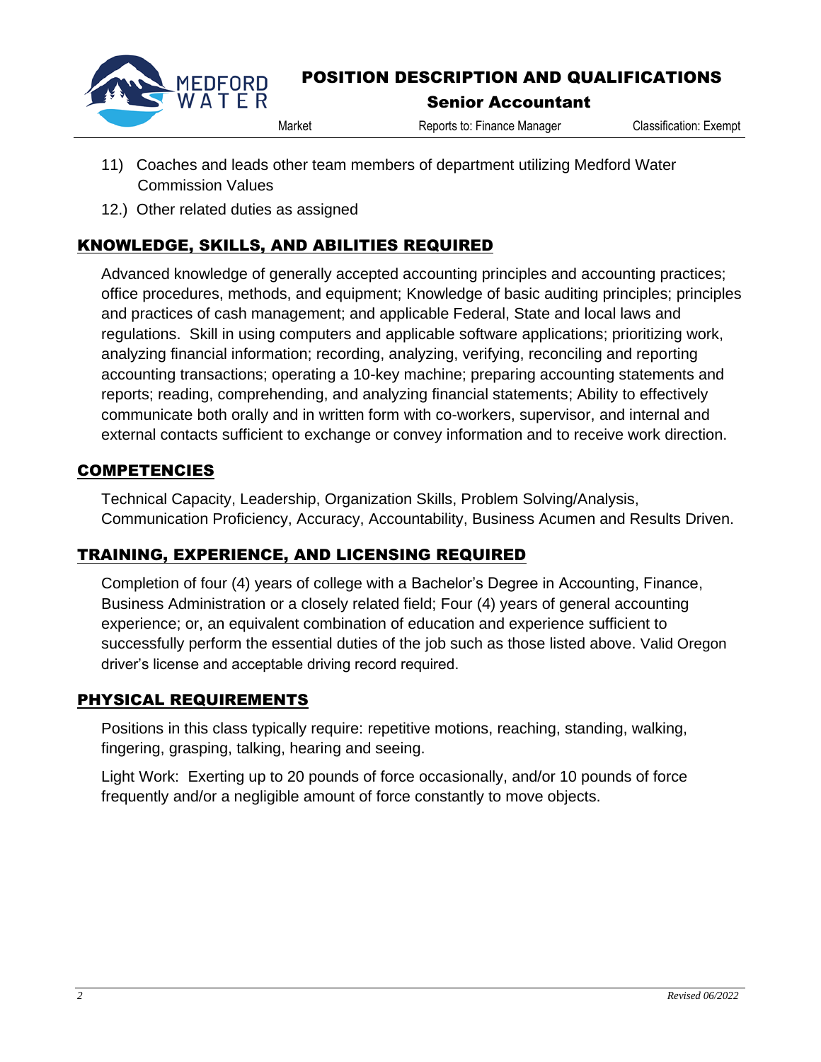11) Coaches and leads other team members of department utilizing Medford Water Commission Values

12.) Other related duties as assigned

## KNOWLEDGE, SKILLS, AND ABILITIES REQUIRED

Advanced knowledge of generally accepted accounting principles and accounting practices; office procedures, methods, and equipment; Knowledge of basic auditing principles; principles and practices of cash management; and applicable Federal, State and local laws and regulations. Skill in using computers and applicable software applications; prioritizing work, analyzing financial information; recording, analyzing, verifying, reconciling and reporting accounting transactions; operating a 10-key machine; preparing accounting statements and reports; reading, comprehending, and analyzing financial statements; Ability to effectively communicate both orally and in written form with co-workers, supervisor, and internal and external contacts sufficient to exchange or convey information and to receive work direction.

## COMPETENCIES

Technical Capacity, Leadership, Organization Skills, Problem Solving/Analysis, Communication Proficiency, Accuracy, Accountability, Business Acumen and Results Driven.

## TRAINING, EXPERIENCE, AND LICENSING REQUIRED

Completion of four (4) years of college with a Bachelor's Degree in Accounting, Finance, Business Administration or a closely related field; Four (4) years of general accounting experience; or, an equivalent combination of education and experience sufficient to successfully perform the essential duties of the job such as those listed above. Valid Oregon driver's license and acceptable driving record required.

## PHYSICAL REQUIREMENTS

Positions in this class typically require: repetitive motions, reaching, standing, walking, fingering, grasping, talking, hearing and seeing.

Light Work: Exerting up to 20 pounds of force occasionally, and/or 10 pounds of force frequently and/or a negligible amount of force constantly to move objects.